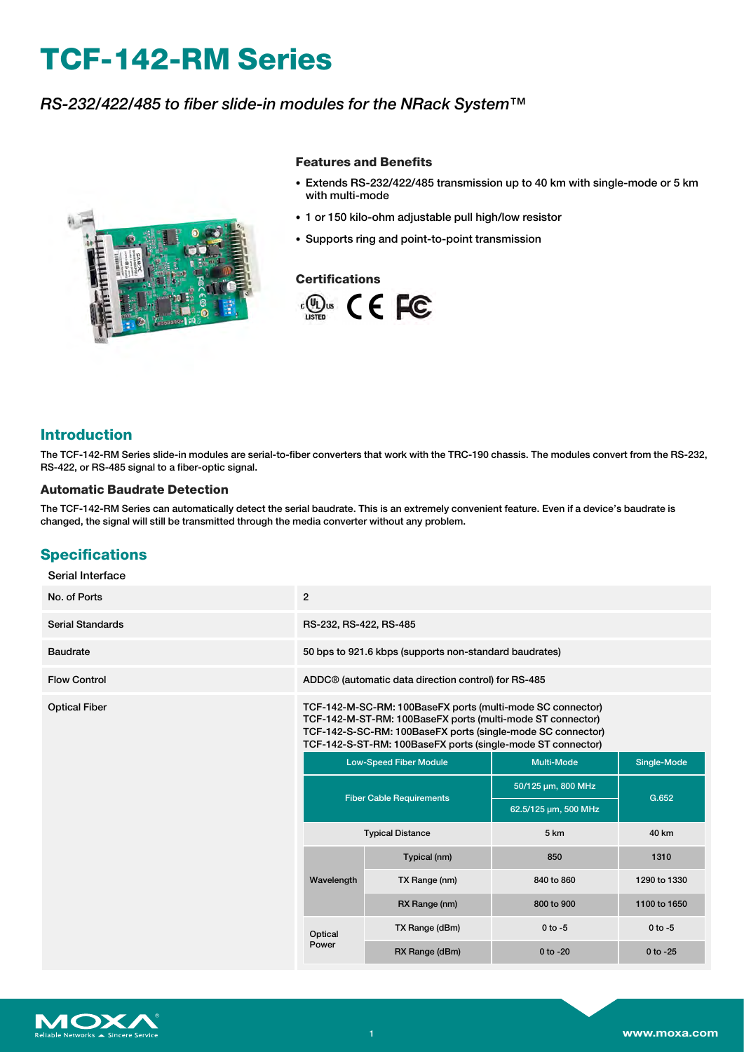# TCF-142-RM Series

*RS-232/422/485 to fiber slide-in modules for the NRack System™*

### Features and Benefits

- Extends RS-232/422/485 transmission up to 40 km with single-mode or 5 km with multi-mode
- 1 or 150 kilo-ohm adjustable pull high/low resistor
- Supports ring and point-to-point transmission

### Certifications

## Introduction

The TCF-142-RM Series slide-in modules are serial-to-fiber converters that work with the TRC-190 chassis. The modules convert from the RS-232, RS-422, or RS-485 signal to a fiber-optic signal.

### Automatic Baudrate Detection

The TCF-142-RM Series can automatically detect the serial baudrate. This is an extremely convenient feature. Even if a device's baudrate is changed, the signal will still be transmitted through the media converter without any problem.

## Specifications

### Serial Interface

| | |
|---|---|
| No. of Ports | 2 |
| Serial Standards | RS-232, RS-422, RS-485 |
| Baudrate | 50 bps to 921.6 kbps (supports non-standard baudrates) |
| Flow Control | ADDC® (automatic data direction control) for RS-485 |
| Optical Fiber | TCF-142-M-SC-RM: 100BaseFX ports (multi-mode SC connector)<br>TCF-142-M-ST-RM: 100BaseFX ports (multi-mode ST connector)<br>TCF-142-S-SC-RM: 100BaseFX ports (single-mode SC connector)<br>TCF-142-S-ST-RM: 100BaseFX ports (single-mode ST connector) |

| Low-Speed Fiber Module | | Multi-Mode | Single-Mode |
|---|---|---|---|
| Fiber Cable Requirements | | 50/125 µm, 800 MHz | G.652 |
| | | 62.5/125 µm, 500 MHz | |
| Typical Distance | | 5 km | 40 km |
| Wavelength | Typical (nm) | 850 | 1310 |
| | TX Range (nm) | 840 to 860 | 1290 to 1330 |
| | RX Range (nm) | 800 to 900 | 1100 to 1650 |
| Optical Power | TX Range (dBm) | 0 to -5 | 0 to -5 |
| | RX Range (dBm) | 0 to -20 | 0 to -25 |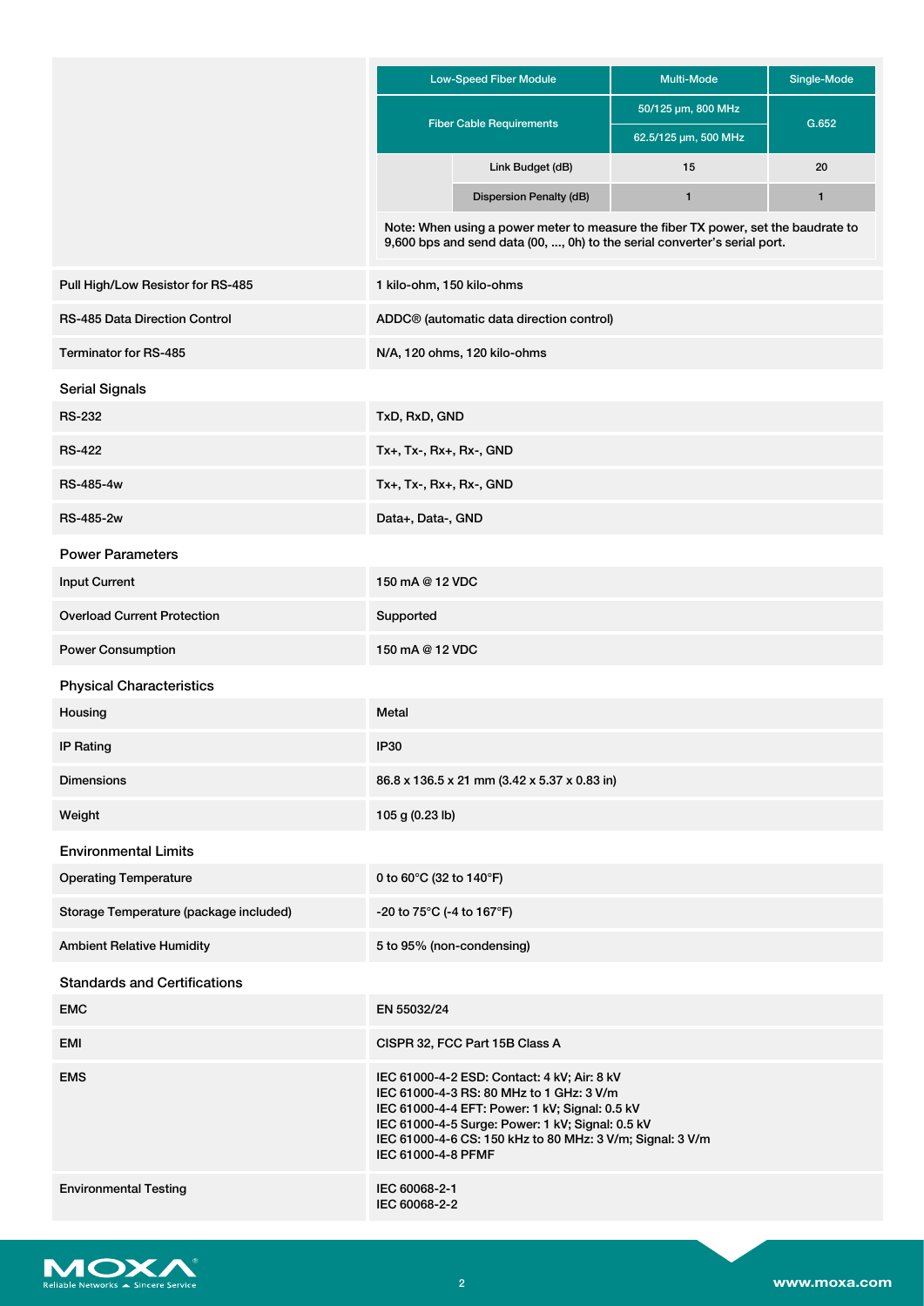| Low-Speed Fiber Module | | Multi-Mode | Single-Mode |
|---|---|---|---|
| Fiber Cable Requirements | | 50/125 µm, 800 MHz | G.652 |
| | | 62.5/125 µm, 500 MHz | |
| | Link Budget (dB) | 15 | 20 |
| | Dispersion Penalty (dB) | 1 | 1 |

Note: When using a power meter to measure the fiber TX power, set the baudrate to 9,600 bps and send data (00, ..., 0h) to the serial converter's serial port.

| | |
|---|---|
| Pull High/Low Resistor for RS-485 | 1 kilo-ohm, 150 kilo-ohms |
| RS-485 Data Direction Control | ADDC® (automatic data direction control) |
| Terminator for RS-485 | N/A, 120 ohms, 120 kilo-ohms |

## Serial Signals

| | |
|---|---|
| RS-232 | TxD, RxD, GND |
| RS-422 | Tx+, Tx-, Rx+, Rx-, GND |
| RS-485-4w | Tx+, Tx-, Rx+, Rx-, GND |
| RS-485-2w | Data+, Data-, GND |

## Power Parameters

| | |
|---|---|
| Input Current | 150 mA @ 12 VDC |
| Overload Current Protection | Supported |
| Power Consumption | 150 mA @ 12 VDC |

## Physical Characteristics

| | |
|---|---|
| Housing | Metal |
| IP Rating | IP30 |
| Dimensions | 86.8 x 136.5 x 21 mm (3.42 x 5.37 x 0.83 in) |
| Weight | 105 g (0.23 lb) |

## Environmental Limits

| | |
|---|---|
| Operating Temperature | 0 to 60°C (32 to 140°F) |
| Storage Temperature (package included) | -20 to 75°C (-4 to 167°F) |
| Ambient Relative Humidity | 5 to 95% (non-condensing) |

## Standards and Certifications

| | |
|---|---|
| EMC | EN 55032/24 |
| EMI | CISPR 32, FCC Part 15B Class A |
| EMS | IEC 61000-4-2 ESD: Contact: 4 kV; Air: 8 kV<br>IEC 61000-4-3 RS: 80 MHz to 1 GHz: 3 V/m<br>IEC 61000-4-4 EFT: Power: 1 kV; Signal: 0.5 kV<br>IEC 61000-4-5 Surge: Power: 1 kV; Signal: 0.5 kV<br>IEC 61000-4-6 CS: 150 kHz to 80 MHz: 3 V/m; Signal: 3 V/m<br>IEC 61000-4-8 PFMF |
| Environmental Testing | IEC 60068-2-1<br>IEC 60068-2-2 |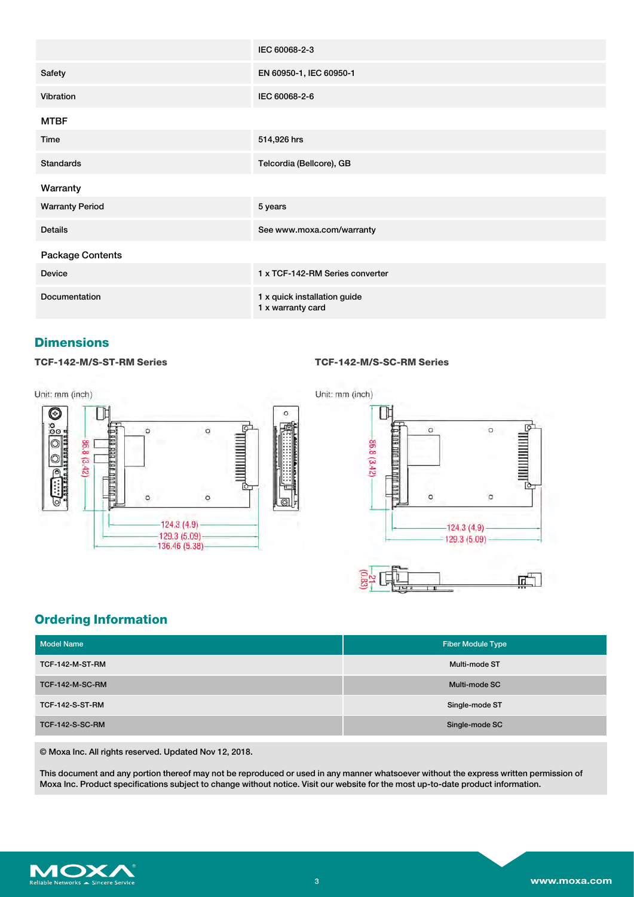| | |
|---|---|
| | IEC 60068-2-3 |
| Safety | EN 60950-1, IEC 60950-1 |
| Vibration | IEC 60068-2-6 |

### MTBF

| | |
|---|---|
| Time | 514,926 hrs |
| Standards | Telcordia (Bellcore), GB |

### Warranty

| | |
|---|---|
| Warranty Period | 5 years |
| Details | See www.moxa.com/warranty |

### Package Contents

| | |
|---|---|
| Device | 1 x TCF-142-RM Series converter |
| Documentation | 1 x quick installation guide<br>1 x warranty card |

## Dimensions

### TCF-142-M/S-ST-RM Series

Unit: mm (inch)

86.8 (3.42)

124.3 (4.9)

129.3 (5.09)

136.46 (5.38)

### TCF-142-M/S-SC-RM Series

Unit: mm (inch)

86.8 (3.42)

124.3 (4.9)

129.3 (5.09)

21 (0.83)

## Ordering Information

| Model Name | Fiber Module Type |
|---|---|
| TCF-142-M-ST-RM | Multi-mode ST |
| TCF-142-M-SC-RM | Multi-mode SC |
| TCF-142-S-ST-RM | Single-mode ST |
| TCF-142-S-SC-RM | Single-mode SC |

© Moxa Inc. All rights reserved. Updated Nov 12, 2018.

This document and any portion thereof may not be reproduced or used in any manner whatsoever without the express written permission of Moxa Inc. Product specifications subject to change without notice. Visit our website for the most up-to-date product information.